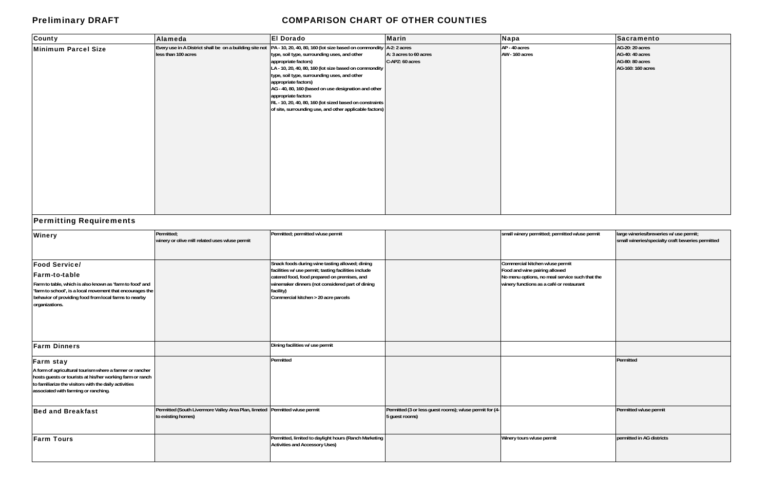**Preliminary DRAFT**

# COMPARISON CHART OF OTHER COUNTIES

| County | Alameda | El Dorado | Marin | Napa | Sacramento |
|---|---|---|---|---|---|
| **Minimum Parcel Size** | Every use in A District shall be on a building site not less than 100 acres | PA - 10, 20, 40, 80, 160 (lot size based on commondity type, soil type, surrounding uses, and other appropriate factors)<br>LA - 10, 20, 40, 80, 160 (lot size based on commondity type, soil type, surrounding uses, and other appropriate factors)<br>AG - 40, 80, 160 (based on use designation and other appropriate factors<br>RL - 10, 20, 40, 80, 160 (lot sized based on constraints of site, surrounding use, and other applicable factors) | A-2: 2 acres<br>A: 3 acres to 60 acres<br>C-APZ: 60 acres | AP - 40 acres<br>AW - 160 acres | AG-20: 20 acres<br>AG-40: 40 acres<br>AG-80: 80 acres<br>AG-160: 160 acres |
| **Permitting Requirements** | | | | | |
| **Winery** | Permitted;<br>winery or olive mill related uses w/use permit | Permitted; permitted w/use permit | | small winery permitted; permitted w/use permit | large wineries/breweries w/ use permit;<br>small wineries/specialty craft beveries permitted |
| **Food Service/ Farm-to-table**<br>Farm to table, which is also known as 'farm to food' and 'farm to school', is a local movement that encourages the behavior of providing food from local farms to nearby organizations. | | Snack foods during wine tasting allowed; dining facilities w/ use permit; tasting facilities include catered food, food prepared on premises, and winemaker dinners (not considered part of dining facility)<br>Commercial kitchen > 20 acre parcels | | Commercial kitchen w/use permit<br>Food and wine pairing allowed<br>No menu options, no meal service such that the winery functions as a café or restaurant | |
| **Farm Dinners** | | Dining facilities w/ use permit | | | |
| **Farm stay**<br>A form of agricultural tourism where a farmer or rancher hosts guests or tourists at his/her working farm or ranch to familiarize the visitors with the daily activities associated with farming or ranching. | | Permitted | | | Permitted |
| **Bed and Breakfast** | Permitted (South Livermore Valley Area Plan, limited to existing homes) | Permitted w/use permit | Permitted (3 or less guest rooms); w/use permit for (4-5 guest rooms) | | Permitted w/use permit |
| **Farm Tours** | | Permitted, limited to daylight hours (Ranch Marketing Activities and Accessory Uses) | | Winery tours w/use permit | permitted in AG districts |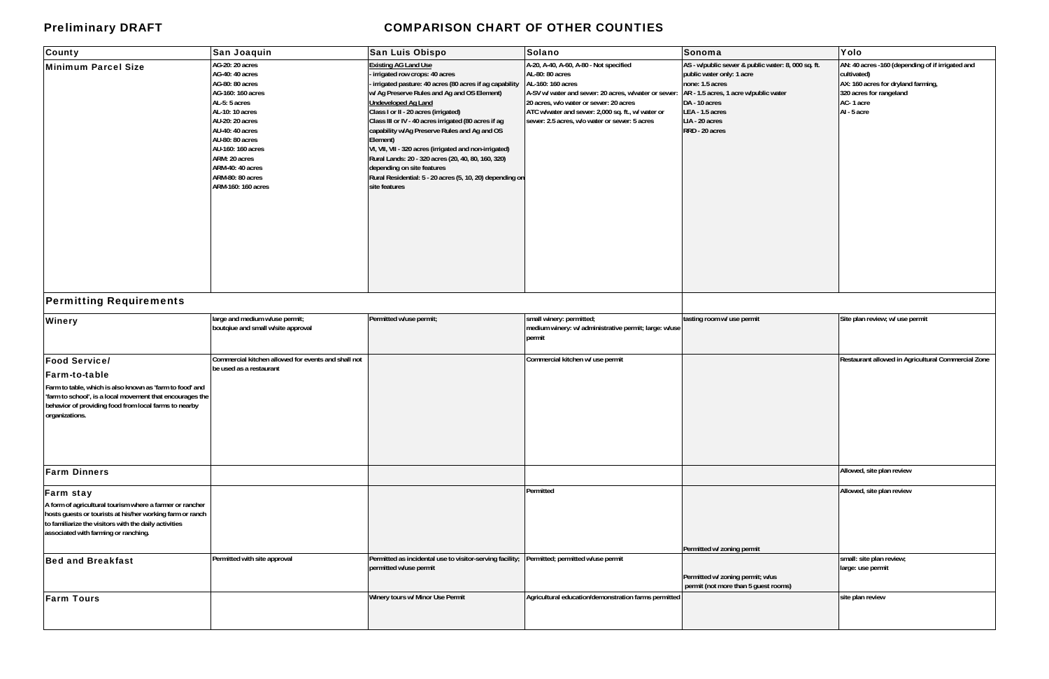**Preliminary DRAFT**

## COMPARISON CHART OF OTHER COUNTIES

| County | San Joaquin | San Luis Obispo | Solano | Sonoma | Yolo |
|---|---|---|---|---|---|
| **Minimum Parcel Size** | AG-20: 20 acres<br>AG-40: 40 acres<br>AG-80: 80 acres<br>AG-160: 160 acres<br>AL-5: 5 acres<br>AL-10: 10 acres<br>AU-20: 20 acres<br>AU-40: 40 acres<br>AU-80: 80 acres<br>AU-160: 160 acres<br>ARM: 20 acres<br>ARM-40: 40 acres<br>ARM-80: 80 acres<br>ARM-160: 160 acres | Existing AG Land Use<br>- irrigated row crops: 40 acres<br>- irrigated pasture: 40 acres (80 acres if ag capability w/ Ag Preserve Rules and Ag and OS Element)<br>Undeveloped Ag Land<br>Class I or II - 20 acres (irrigated)<br>Class III or IV - 40 acres irrigated (80 acres if ag capability w/Ag Preserve Rules and Ag and OS Element)<br>VI, VII, VII - 320 acres (irrigated and non-irrigated)<br>Rural Lands: 20 - 320 acres (20, 40, 80, 160, 320) depending on site features<br>Rural Residential: 5 - 20 acres (5, 10, 20) depending on site features | A-20, A-40, A-60, A-80 - Not specified<br>AL-80: 80 acres<br>AL-160: 160 acres<br>A-SV w/ water and sewer: 20 acres, w/water or sewer: 20 acres, w/o water or sewer: 20 acres<br>ATC w/water and sewer: 2,000 sq. ft., w/ water or sewer: 2.5 acres, w/o water or sewer: 5 acres | AS - w/public sewer & public water: 8, 000 sq. ft.<br>public water only: 1 acre<br>none: 1.5 acres<br>AR - 1.5 acres, 1 acre w/public water<br>DA - 10 acres<br>LEA - 1.5 acres<br>LIA - 20 acres<br>RRD - 20 acres | AN: 40 acres -160 (depending of if irrigated and cultivated)<br>AX: 160 acres for dryland farming,<br>320 acres for rangeland<br>AC- 1 acre<br>AI - 5 acre |
| **Permitting Requirements** | | | | | |
| **Winery** | large and medium w/use permit;<br>boutqiue and small w/site approval | Permitted w/use permit; | small winery: permitted;<br>medium winery: w/ administrative permit; large: w/use permit | tasting room w/ use permit | Site plan review; w/ use permit |
| **Food Service/ Farm-to-table**<br>Farm to table, which is also known as 'farm to food' and 'farm to school', is a local movement that encourages the behavior of providing food from local farms to nearby organizations. | Commercial kitchen allowed for events and shall not be used as a restaurant | | Commercial kitchen w/ use permit | | Restaurant allowed in Agricultural Commercial Zone |
| **Farm Dinners** | | | | | Allowed, site plan review |
| **Farm stay**<br>A form of agricultural tourism where a farmer or rancher hosts guests or tourists at his/her working farm or ranch to familiarize the visitors with the daily activities associated with farming or ranching. | | | Permitted | Permitted w/ zoning permit | Allowed, site plan review |
| **Bed and Breakfast** | Permitted with site approval | Permitted as incidental use to visitor-serving facility; permitted w/use permit | Permitted; permitted w/use permit | Permitted w/ zoning permit; w/us permit (not more than 5 guest rooms) | small: site plan review;<br>large: use permit |
| **Farm Tours** | | Winery tours w/ Minor Use Permit | Agricultural education/demonstration farms permitted | | site plan review |